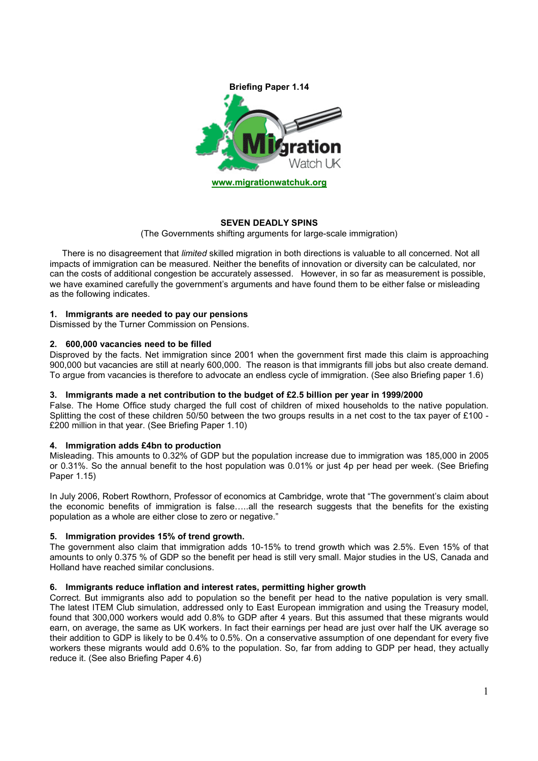**Briefing Paper 1.14**

Migration Watch UK

www.migrationwatchuk.org

## SEVEN DEADLY SPINS

(The Governments shifting arguments for large-scale immigration)

There is no disagreement that *limited* skilled migration in both directions is valuable to all concerned. Not all impacts of immigration can be measured. Neither the benefits of innovation or diversity can be calculated, nor can the costs of additional congestion be accurately assessed. However, in so far as measurement is possible, we have examined carefully the government's arguments and have found them to be either false or misleading as the following indicates.

### 1. Immigrants are needed to pay our pensions

Dismissed by the Turner Commission on Pensions.

### 2. 600,000 vacancies need to be filled

Disproved by the facts. Net immigration since 2001 when the government first made this claim is approaching 900,000 but vacancies are still at nearly 600,000. The reason is that immigrants fill jobs but also create demand. To argue from vacancies is therefore to advocate an endless cycle of immigration. (See also Briefing paper 1.6)

### 3. Immigrants made a net contribution to the budget of £2.5 billion per year in 1999/2000

False. The Home Office study charged the full cost of children of mixed households to the native population. Splitting the cost of these children 50/50 between the two groups results in a net cost to the tax payer of £100 - £200 million in that year. (See Briefing Paper 1.10)

### 4. Immigration adds £4bn to production

Misleading. This amounts to 0.32% of GDP but the population increase due to immigration was 185,000 in 2005 or 0.31%. So the annual benefit to the host population was 0.01% or just 4p per head per week. (See Briefing Paper 1.15)

In July 2006, Robert Rowthorn, Professor of economics at Cambridge, wrote that "The government's claim about the economic benefits of immigration is false…..all the research suggests that the benefits for the existing population as a whole are either close to zero or negative."

### 5. Immigration provides 15% of trend growth.

The government also claim that immigration adds 10-15% to trend growth which was 2.5%. Even 15% of that amounts to only 0.375 % of GDP so the benefit per head is still very small. Major studies in the US, Canada and Holland have reached similar conclusions.

### 6. Immigrants reduce inflation and interest rates, permitting higher growth

Correct. But immigrants also add to population so the benefit per head to the native population is very small. The latest ITEM Club simulation, addressed only to East European immigration and using the Treasury model, found that 300,000 workers would add 0.8% to GDP after 4 years. But this assumed that these migrants would earn, on average, the same as UK workers. In fact their earnings per head are just over half the UK average so their addition to GDP is likely to be 0.4% to 0.5%. On a conservative assumption of one dependant for every five workers these migrants would add 0.6% to the population. So, far from adding to GDP per head, they actually reduce it. (See also Briefing Paper 4.6)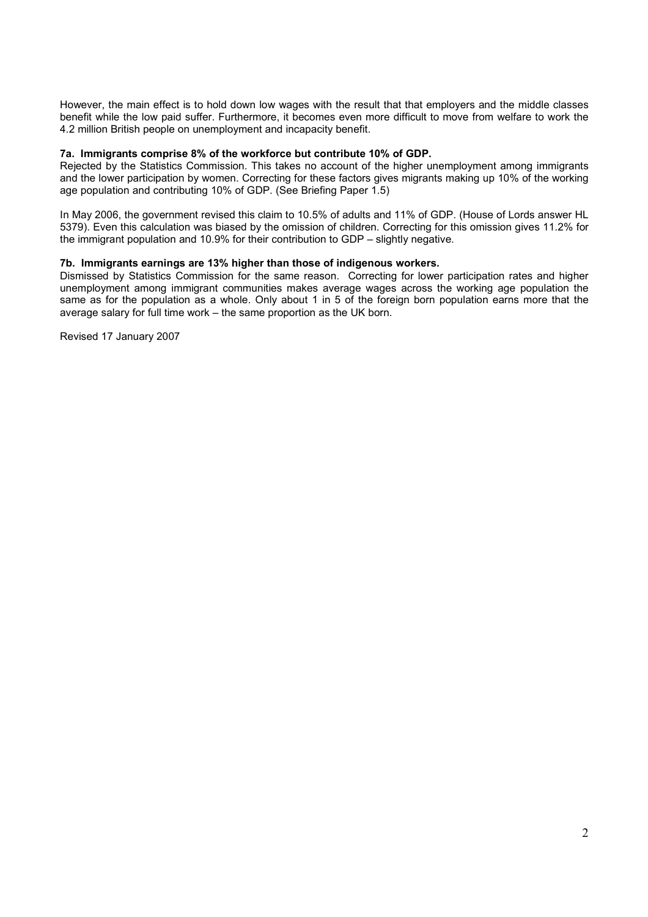However, the main effect is to hold down low wages with the result that that employers and the middle classes benefit while the low paid suffer. Furthermore, it becomes even more difficult to move from welfare to work the 4.2 million British people on unemployment and incapacity benefit.

**7a. Immigrants comprise 8% of the workforce but contribute 10% of GDP.**

Rejected by the Statistics Commission. This takes no account of the higher unemployment among immigrants and the lower participation by women. Correcting for these factors gives migrants making up 10% of the working age population and contributing 10% of GDP. (See Briefing Paper 1.5)

In May 2006, the government revised this claim to 10.5% of adults and 11% of GDP. (House of Lords answer HL 5379). Even this calculation was biased by the omission of children. Correcting for this omission gives 11.2% for the immigrant population and 10.9% for their contribution to GDP – slightly negative.

**7b. Immigrants earnings are 13% higher than those of indigenous workers.**

Dismissed by Statistics Commission for the same reason. Correcting for lower participation rates and higher unemployment among immigrant communities makes average wages across the working age population the same as for the population as a whole. Only about 1 in 5 of the foreign born population earns more that the average salary for full time work – the same proportion as the UK born.

Revised 17 January 2007